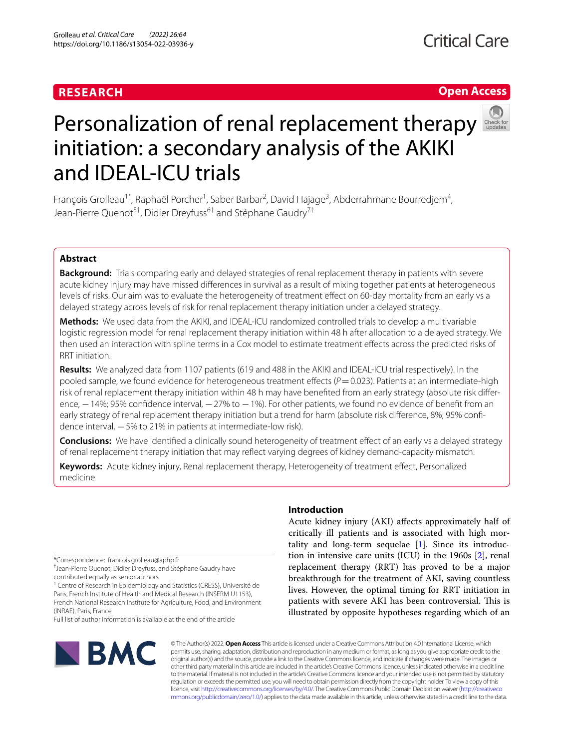RESEARCH

Open Access

# Personalization of renal replacement therapy initiation: a secondary analysis of the AKIKI and IDEAL-ICU trials

François Grolleau[1*], Raphaël Porcher[1], Saber Barbar[2], David Hajage[3], Abderrahmane Bourredjem[4], Jean-Pierre Quenot[5†], Didier Dreyfuss[6†] and Stéphane Gaudry[7†]

## Abstract

**Background:** Trials comparing early and delayed strategies of renal replacement therapy in patients with severe acute kidney injury may have missed differences in survival as a result of mixing together patients at heterogeneous levels of risks. Our aim was to evaluate the heterogeneity of treatment effect on 60-day mortality from an early vs a delayed strategy across levels of risk for renal replacement therapy initiation under a delayed strategy.

**Methods:** We used data from the AKIKI, and IDEAL-ICU randomized controlled trials to develop a multivariable logistic regression model for renal replacement therapy initiation within 48 h after allocation to a delayed strategy. We then used an interaction with spline terms in a Cox model to estimate treatment effects across the predicted risks of RRT initiation.

**Results:** We analyzed data from 1107 patients (619 and 488 in the AKIKI and IDEAL-ICU trial respectively). In the pooled sample, we found evidence for heterogeneous treatment effects ($P = 0.023$). Patients at an intermediate-high risk of renal replacement therapy initiation within 48 h may have benefited from an early strategy (absolute risk difference, −14%; 95% confidence interval, −27% to −1%). For other patients, we found no evidence of benefit from an early strategy of renal replacement therapy initiation but a trend for harm (absolute risk difference, 8%; 95% confidence interval, −5% to 21% in patients at intermediate-low risk).

**Conclusions:** We have identified a clinically sound heterogeneity of treatment effect of an early vs a delayed strategy of renal replacement therapy initiation that may reflect varying degrees of kidney demand-capacity mismatch.

**Keywords:** Acute kidney injury, Renal replacement therapy, Heterogeneity of treatment effect, Personalized medicine

*Correspondence: francois.grolleau@aphp.fr

†Jean-Pierre Quenot, Didier Dreyfuss, and Stéphane Gaudry have contributed equally as senior authors.

[1] Centre of Research in Epidemiology and Statistics (CRESS), Université de Paris, French Institute of Health and Medical Research (INSERM U1153), French National Research Institute for Agriculture, Food, and Environment (INRAE), Paris, France

Full list of author information is available at the end of the article

## Introduction

Acute kidney injury (AKI) affects approximately half of critically ill patients and is associated with high mortality and long-term sequelae [1]. Since its introduction in intensive care units (ICU) in the 1960s [2], renal replacement therapy (RRT) has proved to be a major breakthrough for the treatment of AKI, saving countless lives. However, the optimal timing for RRT initiation in patients with severe AKI has been controversial. This is illustrated by opposite hypotheses regarding which of an

© The Author(s) 2022. **Open Access** This article is licensed under a Creative Commons Attribution 4.0 International License, which permits use, sharing, adaptation, distribution and reproduction in any medium or format, as long as you give appropriate credit to the original author(s) and the source, provide a link to the Creative Commons licence, and indicate if changes were made. The images or other third party material in this article are included in the article's Creative Commons licence, unless indicated otherwise in a credit line to the material. If material is not included in the article's Creative Commons licence and your intended use is not permitted by statutory regulation or exceeds the permitted use, you will need to obtain permission directly from the copyright holder. To view a copy of this licence, visit http://creativecommons.org/licenses/by/4.0/. The Creative Commons Public Domain Dedication waiver (http://creativecommons.org/publicdomain/zero/1.0/) applies to the data made available in this article, unless otherwise stated in a credit line to the data.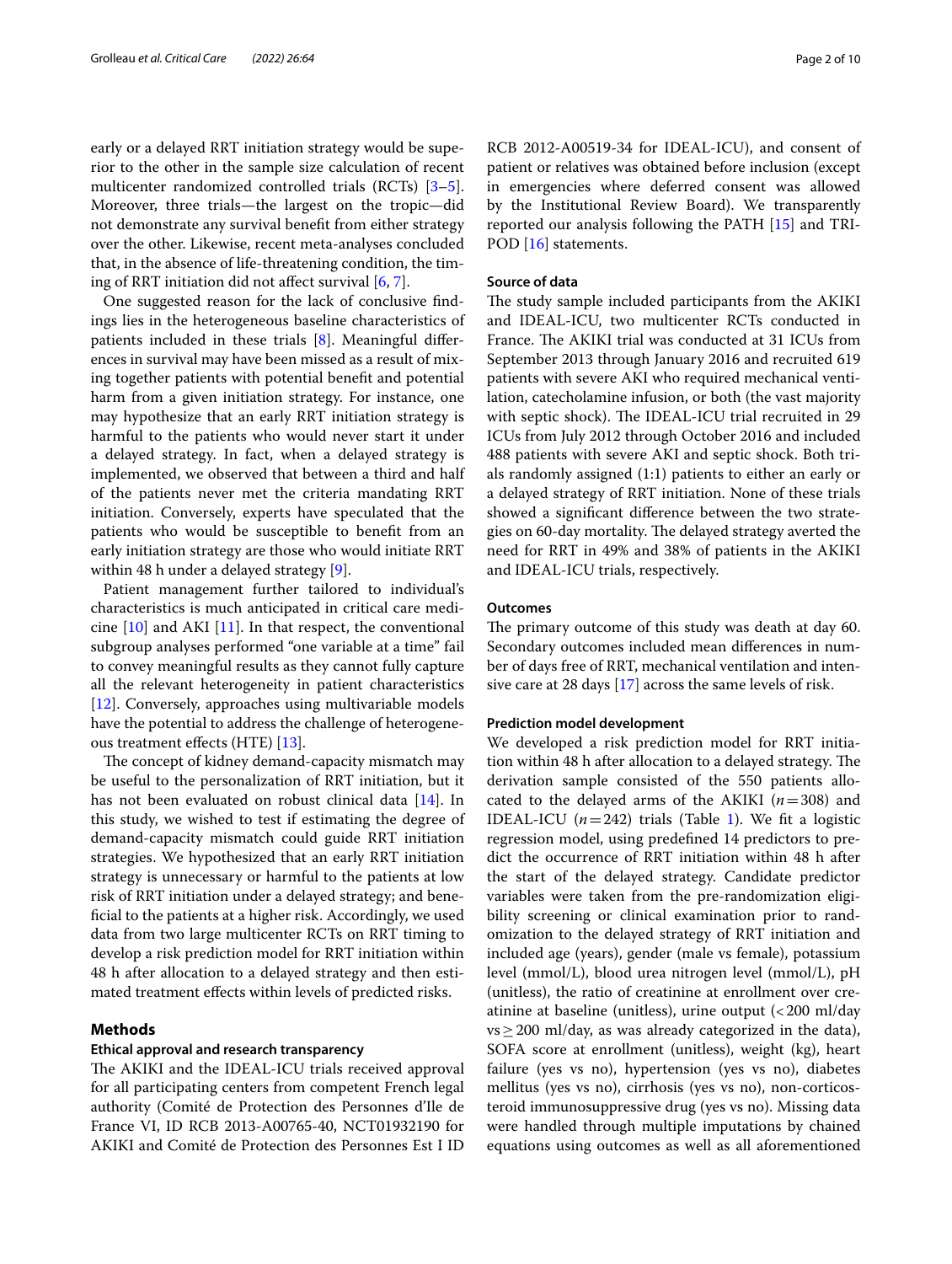early or a delayed RRT initiation strategy would be superior to the other in the sample size calculation of recent multicenter randomized controlled trials (RCTs) [3–5]. Moreover, three trials—the largest on the topic—did not demonstrate any survival benefit from either strategy over the other. Likewise, recent meta-analyses concluded that, in the absence of life-threatening condition, the timing of RRT initiation did not affect survival [6, 7].

One suggested reason for the lack of conclusive findings lies in the heterogeneous baseline characteristics of patients included in these trials [8]. Meaningful differences in survival may have been missed as a result of mixing together patients with potential benefit and potential harm from a given initiation strategy. For instance, one may hypothesize that an early RRT initiation strategy is harmful to the patients who would never start it under a delayed strategy. In fact, when a delayed strategy is implemented, we observed that between a third and half of the patients never met the criteria mandating RRT initiation. Conversely, experts have speculated that the patients who would be susceptible to benefit from an early initiation strategy are those who would initiate RRT within 48 h under a delayed strategy [9].

Patient management further tailored to individual's characteristics is much anticipated in critical care medicine [10] and AKI [11]. In that respect, the conventional subgroup analyses performed "one variable at a time" fail to convey meaningful results as they cannot fully capture all the relevant heterogeneity in patient characteristics [12]. Conversely, approaches using multivariable models have the potential to address the challenge of heterogeneous treatment effects (HTE) [13].

The concept of kidney demand-capacity mismatch may be useful to the personalization of RRT initiation, but it has not been evaluated on robust clinical data [14]. In this study, we wished to test if estimating the degree of demand-capacity mismatch could guide RRT initiation strategies. We hypothesized that an early RRT initiation strategy is unnecessary or harmful to the patients at low risk of RRT initiation under a delayed strategy; and beneficial to the patients at a higher risk. Accordingly, we used data from two large multicenter RCTs on RRT timing to develop a risk prediction model for RRT initiation within 48 h after allocation to a delayed strategy and then estimated treatment effects within levels of predicted risks.

## Methods

### Ethical approval and research transparency

The AKIKI and the IDEAL-ICU trials received approval for all participating centers from competent French legal authority (Comité de Protection des Personnes d'Ile de France VI, ID RCB 2013-A00765-40, NCT01932190 for AKIKI and Comité de Protection des Personnes Est I ID RCB 2012-A00519-34 for IDEAL-ICU), and consent of patient or relatives was obtained before inclusion (except in emergencies where deferred consent was allowed by the Institutional Review Board). We transparently reported our analysis following the PATH [15] and TRIPOD [16] statements.

### Source of data

The study sample included participants from the AKIKI and IDEAL-ICU, two multicenter RCTs conducted in France. The AKIKI trial was conducted at 31 ICUs from September 2013 through January 2016 and recruited 619 patients with severe AKI who required mechanical ventilation, catecholamine infusion, or both (the vast majority with septic shock). The IDEAL-ICU trial recruited in 29 ICUs from July 2012 through October 2016 and included 488 patients with severe AKI and septic shock. Both trials randomly assigned (1:1) patients to either an early or a delayed strategy of RRT initiation. None of these trials showed a significant difference between the two strategies on 60-day mortality. The delayed strategy averted the need for RRT in 49% and 38% of patients in the AKIKI and IDEAL-ICU trials, respectively.

### Outcomes

The primary outcome of this study was death at day 60. Secondary outcomes included mean differences in number of days free of RRT, mechanical ventilation and intensive care at 28 days [17] across the same levels of risk.

### Prediction model development

We developed a risk prediction model for RRT initiation within 48 h after allocation to a delayed strategy. The derivation sample consisted of the 550 patients allocated to the delayed arms of the AKIKI ($n=308$) and IDEAL-ICU ($n=242$) trials (Table 1). We fit a logistic regression model, using predefined 14 predictors to predict the occurrence of RRT initiation within 48 h after the start of the delayed strategy. Candidate predictor variables were taken from the pre-randomization eligibility screening or clinical examination prior to randomization to the delayed strategy of RRT initiation and included age (years), gender (male vs female), potassium level (mmol/L), blood urea nitrogen level (mmol/L), pH (unitless), the ratio of creatinine at enrollment over creatinine at baseline (unitless), urine output (< 200 ml/day vs ≥ 200 ml/day, as was already categorized in the data), SOFA score at enrollment (unitless), weight (kg), heart failure (yes vs no), hypertension (yes vs no), diabetes mellitus (yes vs no), cirrhosis (yes vs no), non-corticosteroid immunosuppressive drug (yes vs no). Missing data were handled through multiple imputations by chained equations using outcomes as well as all aforementioned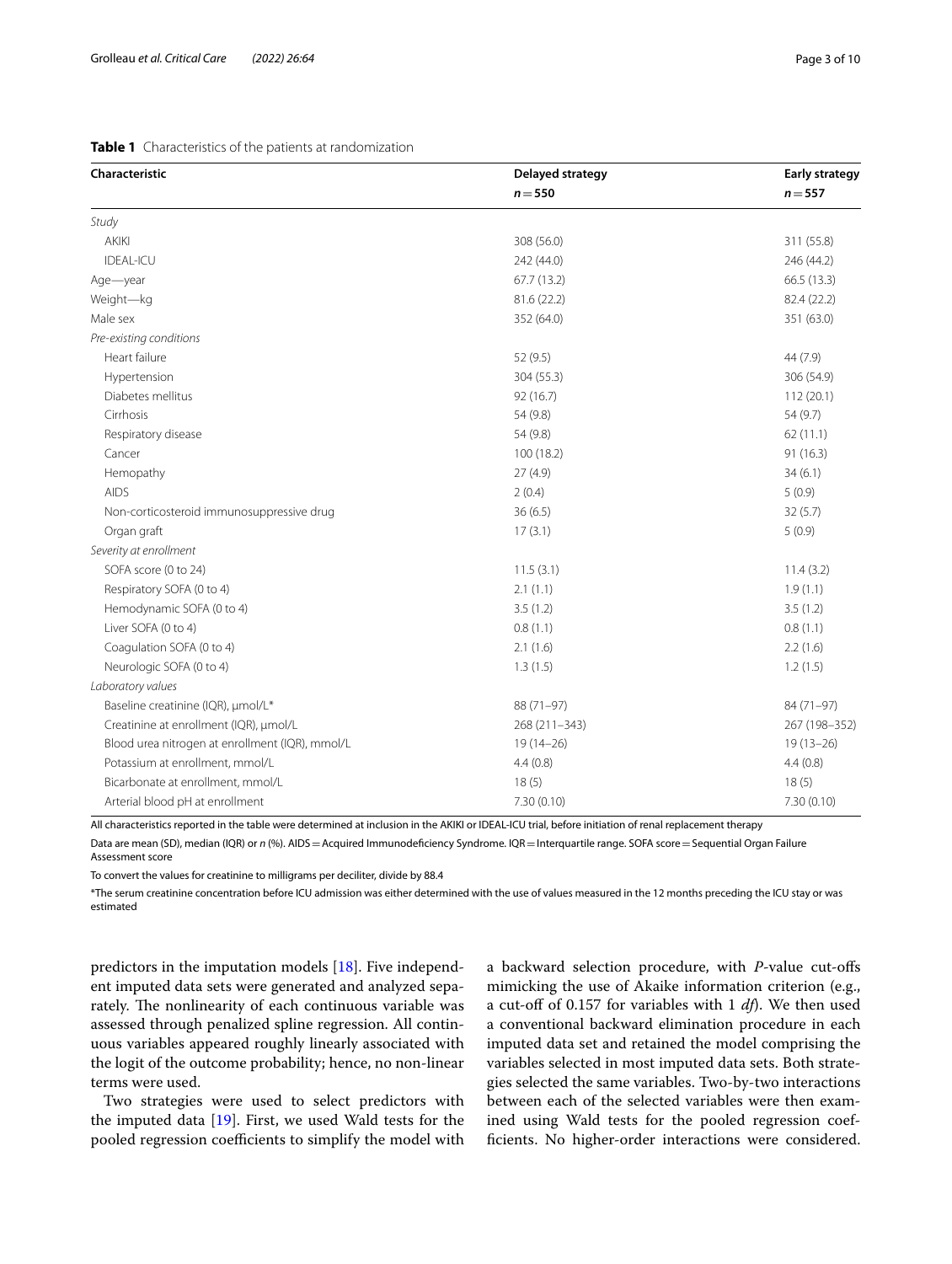**Table 1** Characteristics of the patients at randomization

| Characteristic | Delayed strategy | Early strategy |
|---|---|---|
| | *n* = 550 | *n* = 557 |
| *Study* | | |
| AKIKI | 308 (56.0) | 311 (55.8) |
| IDEAL-ICU | 242 (44.0) | 246 (44.2) |
| Age—year | 67.7 (13.2) | 66.5 (13.3) |
| Weight—kg | 81.6 (22.2) | 82.4 (22.2) |
| Male sex | 352 (64.0) | 351 (63.0) |
| *Pre-existing conditions* | | |
| Heart failure | 52 (9.5) | 44 (7.9) |
| Hypertension | 304 (55.3) | 306 (54.9) |
| Diabetes mellitus | 92 (16.7) | 112 (20.1) |
| Cirrhosis | 54 (9.8) | 54 (9.7) |
| Respiratory disease | 54 (9.8) | 62 (11.1) |
| Cancer | 100 (18.2) | 91 (16.3) |
| Hemopathy | 27 (4.9) | 34 (6.1) |
| AIDS | 2 (0.4) | 5 (0.9) |
| Non-corticosteroid immunosuppressive drug | 36 (6.5) | 32 (5.7) |
| Organ graft | 17 (3.1) | 5 (0.9) |
| *Severity at enrollment* | | |
| SOFA score (0 to 24) | 11.5 (3.1) | 11.4 (3.2) |
| Respiratory SOFA (0 to 4) | 2.1 (1.1) | 1.9 (1.1) |
| Hemodynamic SOFA (0 to 4) | 3.5 (1.2) | 3.5 (1.2) |
| Liver SOFA (0 to 4) | 0.8 (1.1) | 0.8 (1.1) |
| Coagulation SOFA (0 to 4) | 2.1 (1.6) | 2.2 (1.6) |
| Neurologic SOFA (0 to 4) | 1.3 (1.5) | 1.2 (1.5) |
| *Laboratory values* | | |
| Baseline creatinine (IQR), µmol/L* | 88 (71–97) | 84 (71–97) |
| Creatinine at enrollment (IQR), µmol/L | 268 (211–343) | 267 (198–352) |
| Blood urea nitrogen at enrollment (IQR), mmol/L | 19 (14–26) | 19 (13–26) |
| Potassium at enrollment, mmol/L | 4.4 (0.8) | 4.4 (0.8) |
| Bicarbonate at enrollment, mmol/L | 18 (5) | 18 (5) |
| Arterial blood pH at enrollment | 7.30 (0.10) | 7.30 (0.10) |

All characteristics reported in the table were determined at inclusion in the AKIKI or IDEAL-ICU trial, before initiation of renal replacement therapy

Data are mean (SD), median (IQR) or *n* (%). AIDS = Acquired Immunodeficiency Syndrome. IQR = Interquartile range. SOFA score = Sequential Organ Failure Assessment score

To convert the values for creatinine to milligrams per deciliter, divide by 88.4

*The serum creatinine concentration before ICU admission was either determined with the use of values measured in the 12 months preceding the ICU stay or was estimated

predictors in the imputation models [18]. Five independent imputed data sets were generated and analyzed separately. The nonlinearity of each continuous variable was assessed through penalized spline regression. All continuous variables appeared roughly linearly associated with the logit of the outcome probability; hence, no non-linear terms were used.

Two strategies were used to select predictors with the imputed data [19]. First, we used Wald tests for the pooled regression coefficients to simplify the model with a backward selection procedure, with *P*-value cut-offs mimicking the use of Akaike information criterion (e.g., a cut-off of 0.157 for variables with 1 *df*). We then used a conventional backward elimination procedure in each imputed data set and retained the model comprising the variables selected in most imputed data sets. Both strategies selected the same variables. Two-by-two interactions between each of the selected variables were then examined using Wald tests for the pooled regression coefficients. No higher-order interactions were considered.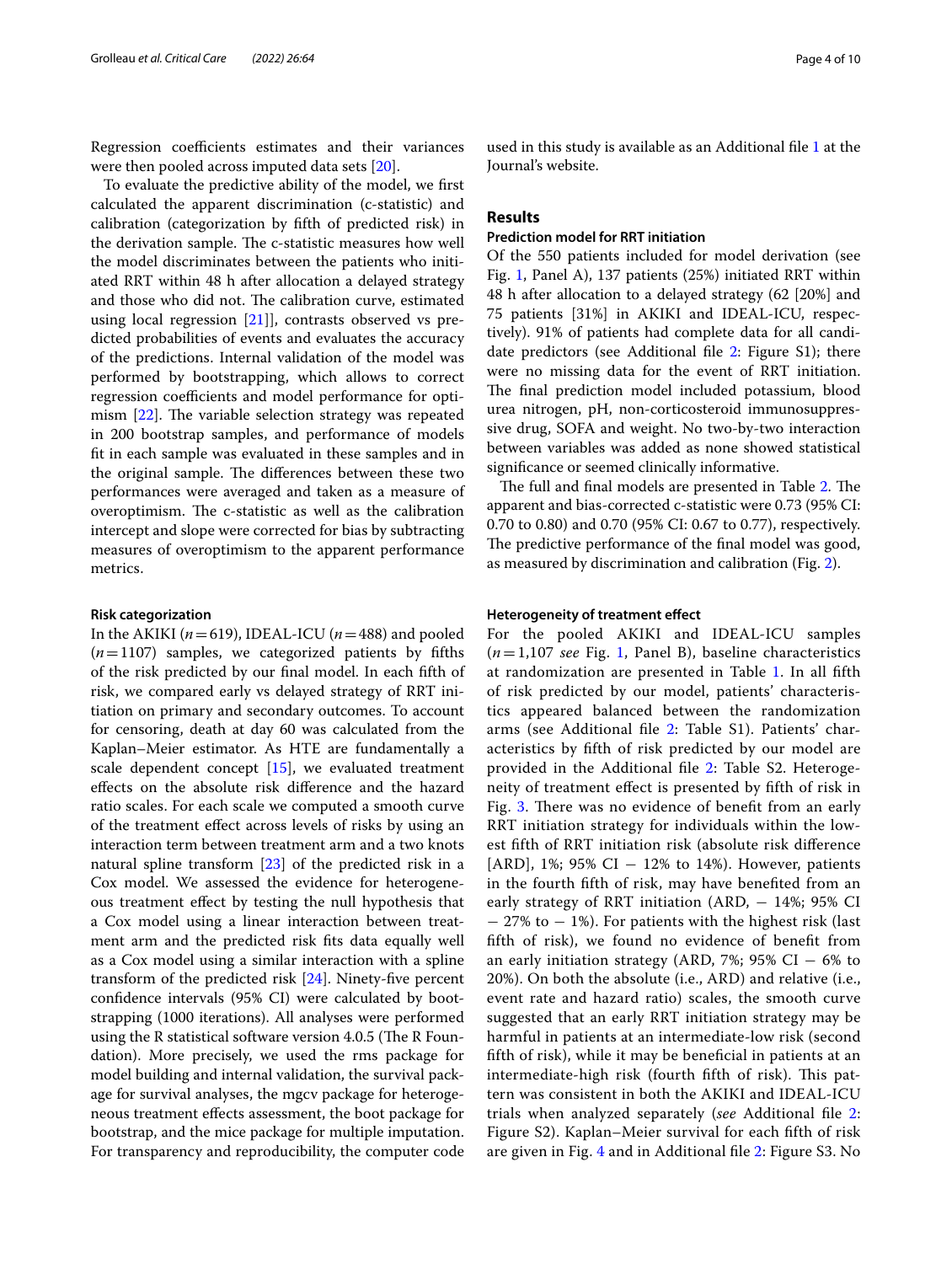Regression coefficients estimates and their variances were then pooled across imputed data sets [20].

To evaluate the predictive ability of the model, we first calculated the apparent discrimination (c-statistic) and calibration (categorization by fifth of predicted risk) in the derivation sample. The c-statistic measures how well the model discriminates between the patients who initiated RRT within 48 h after allocation a delayed strategy and those who did not. The calibration curve, estimated using local regression [21]], contrasts observed vs predicted probabilities of events and evaluates the accuracy of the predictions. Internal validation of the model was performed by bootstrapping, which allows to correct regression coefficients and model performance for optimism [22]. The variable selection strategy was repeated in 200 bootstrap samples, and performance of models fit in each sample was evaluated in these samples and in the original sample. The differences between these two performances were averaged and taken as a measure of overoptimism. The c-statistic as well as the calibration intercept and slope were corrected for bias by subtracting measures of overoptimism to the apparent performance metrics.

### Risk categorization

In the AKIKI ($n=619$), IDEAL-ICU ($n=488$) and pooled ($n=1107$) samples, we categorized patients by fifths of the risk predicted by our final model. In each fifth of risk, we compared early vs delayed strategy of RRT initiation on primary and secondary outcomes. To account for censoring, death at day 60 was calculated from the Kaplan–Meier estimator. As HTE are fundamentally a scale dependent concept [15], we evaluated treatment effects on the absolute risk difference and the hazard ratio scales. For each scale we computed a smooth curve of the treatment effect across levels of risks by using an interaction term between treatment arm and a two knots natural spline transform [23] of the predicted risk in a Cox model. We assessed the evidence for heterogeneous treatment effect by testing the null hypothesis that a Cox model using a linear interaction between treatment arm and the predicted risk fits data equally well as a Cox model using a similar interaction with a spline transform of the predicted risk [24]. Ninety-five percent confidence intervals (95% CI) were calculated by bootstrapping (1000 iterations). All analyses were performed using the R statistical software version 4.0.5 (The R Foundation). More precisely, we used the rms package for model building and internal validation, the survival package for survival analyses, the mgcv package for heterogeneous treatment effects assessment, the boot package for bootstrap, and the mice package for multiple imputation. For transparency and reproducibility, the computer code used in this study is available as an Additional file 1 at the Journal's website.

## Results

### Prediction model for RRT initiation

Of the 550 patients included for model derivation (see Fig. 1, Panel A), 137 patients (25%) initiated RRT within 48 h after allocation to a delayed strategy (62 [20%] and 75 patients [31%] in AKIKI and IDEAL-ICU, respectively). 91% of patients had complete data for all candidate predictors (see Additional file 2: Figure S1); there were no missing data for the event of RRT initiation. The final prediction model included potassium, blood urea nitrogen, pH, non-corticosteroid immunosuppressive drug, SOFA and weight. No two-by-two interaction between variables was added as none showed statistical significance or seemed clinically informative.

The full and final models are presented in Table 2. The apparent and bias-corrected c-statistic were 0.73 (95% CI: 0.70 to 0.80) and 0.70 (95% CI: 0.67 to 0.77), respectively. The predictive performance of the final model was good, as measured by discrimination and calibration (Fig. 2).

### Heterogeneity of treatment effect

For the pooled AKIKI and IDEAL-ICU samples ($n=1{,}107$ *see* Fig. 1, Panel B), baseline characteristics at randomization are presented in Table 1. In all fifth of risk predicted by our model, patients' characteristics appeared balanced between the randomization arms (see Additional file 2: Table S1). Patients' characteristics by fifth of risk predicted by our model are provided in the Additional file 2: Table S2. Heterogeneity of treatment effect is presented by fifth of risk in Fig. 3. There was no evidence of benefit from an early RRT initiation strategy for individuals within the lowest fifth of RRT initiation risk (absolute risk difference [ARD], 1%; 95% CI − 12% to 14%). However, patients in the fourth fifth of risk, may have benefited from an early strategy of RRT initiation (ARD, − 14%; 95% CI − 27% to − 1%). For patients with the highest risk (last fifth of risk), we found no evidence of benefit from an early initiation strategy (ARD, 7%; 95% CI − 6% to 20%). On both the absolute (i.e., ARD) and relative (i.e., event rate and hazard ratio) scales, the smooth curve suggested that an early RRT initiation strategy may be harmful in patients at an intermediate-low risk (second fifth of risk), while it may be beneficial in patients at an intermediate-high risk (fourth fifth of risk). This pattern was consistent in both the AKIKI and IDEAL-ICU trials when analyzed separately (*see* Additional file 2: Figure S2). Kaplan–Meier survival for each fifth of risk are given in Fig. 4 and in Additional file 2: Figure S3. No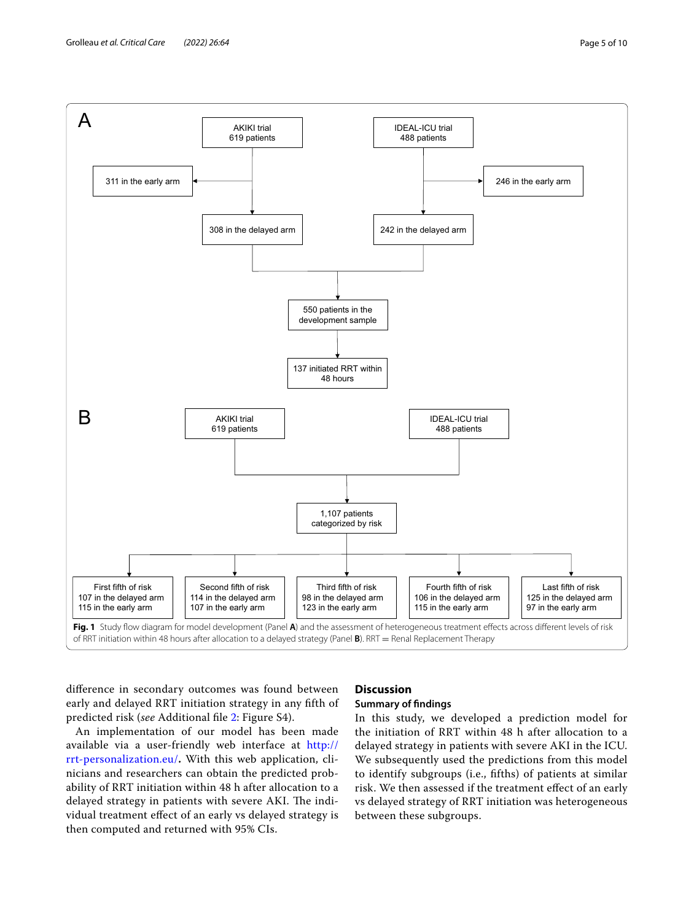**A**

AKIKI trial
619 patients

311 in the early arm

308 in the delayed arm

IDEAL-ICU trial
488 patients

246 in the early arm

242 in the delayed arm

550 patients in the development sample

137 initiated RRT within 48 hours

**B**

AKIKI trial
619 patients

IDEAL-ICU trial
488 patients

1,107 patients categorized by risk

| First fifth of risk | Second fifth of risk | Third fifth of risk | Fourth fifth of risk | Last fifth of risk |
|---|---|---|---|---|
| 107 in the delayed arm | 114 in the delayed arm | 98 in the delayed arm | 106 in the delayed arm | 125 in the delayed arm |
| 115 in the early arm | 107 in the early arm | 123 in the early arm | 115 in the early arm | 97 in the early arm |

**Fig. 1** Study flow diagram for model development (Panel **A**) and the assessment of heterogeneous treatment effects across different levels of risk of RRT initiation within 48 hours after allocation to a delayed strategy (Panel **B**). RRT = Renal Replacement Therapy

difference in secondary outcomes was found between early and delayed RRT initiation strategy in any fifth of predicted risk (*see* Additional file 2: Figure S4).

An implementation of our model has been made available via a user-friendly web interface at http://rrt-personalization.eu/. With this web application, clinicians and researchers can obtain the predicted probability of RRT initiation within 48 h after allocation to a delayed strategy in patients with severe AKI. The individual treatment effect of an early vs delayed strategy is then computed and returned with 95% CIs.

## Discussion

### Summary of findings

In this study, we developed a prediction model for the initiation of RRT within 48 h after allocation to a delayed strategy in patients with severe AKI in the ICU. We subsequently used the predictions from this model to identify subgroups (i.e., fifths) of patients at similar risk. We then assessed if the treatment effect of an early vs delayed strategy of RRT initiation was heterogeneous between these subgroups.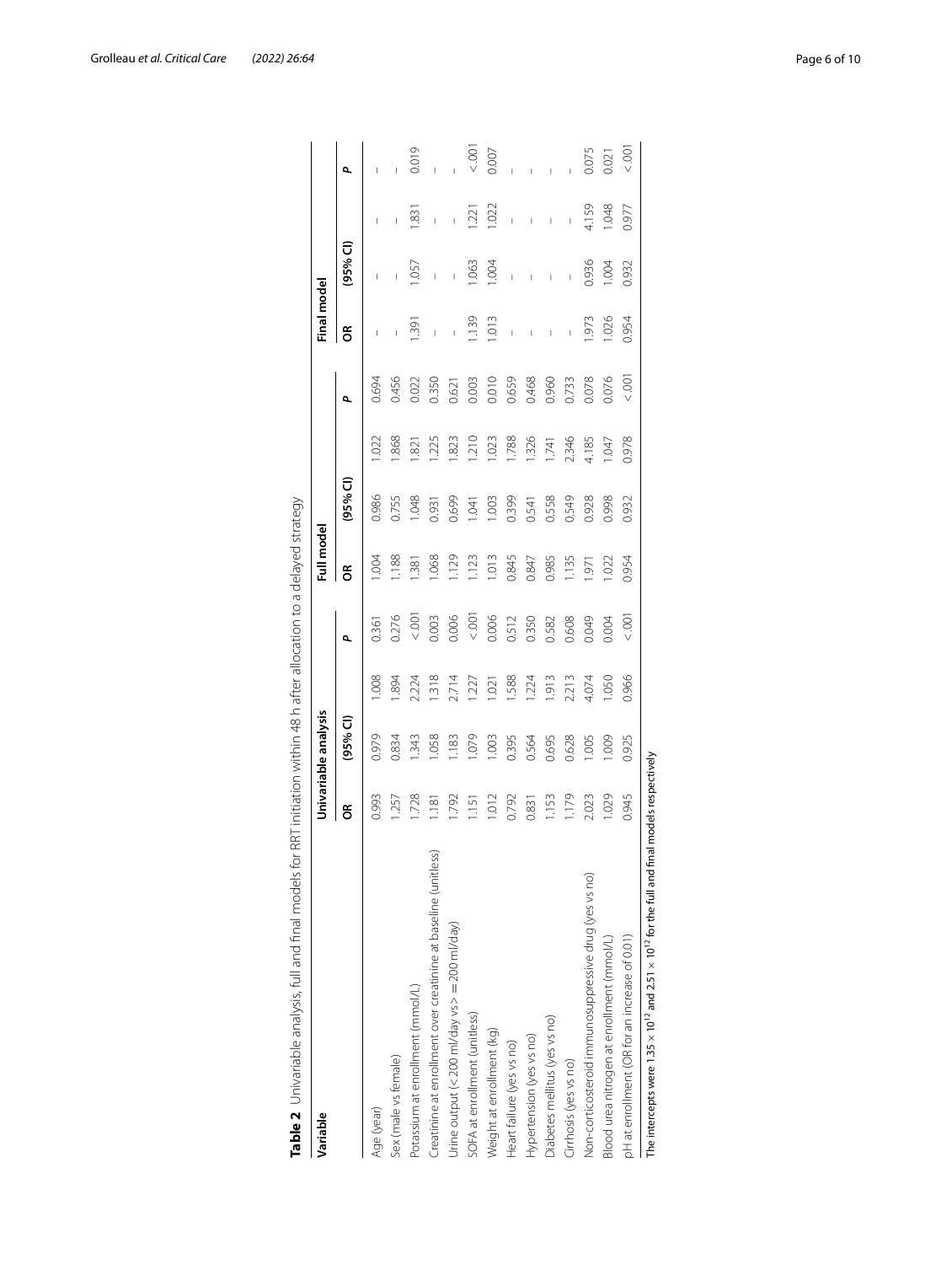**Table 2** Univariable analysis, full and final models for RRT initiation within 48 h after allocation to a delayed strategy

| Variable | Univariable analysis | | | | Full model | | | | Final model | | | |
|---|---|---|---|---|---|---|---|---|---|---|---|---|
| | OR | (95% CI) | | P | OR | (95% CI) | | P | OR | (95% CI) | | P |
| Age (year) | 0.993 | 0.979 | 1.008 | 0.361 | 1.004 | 0.986 | 1.022 | 0.694 | – | – | – | – |
| Sex (male vs female) | 1.257 | 0.834 | 1.894 | 0.276 | 1.188 | 0.755 | 1.868 | 0.456 | – | – | – | – |
| Potassium at enrollment (mmol/L) | 1.728 | 1.343 | 2.224 | < .001 | 1.381 | 1.048 | 1.821 | 0.022 | 1.391 | 1.057 | 1.831 | 0.019 |
| Creatinine at enrollment over creatinine at baseline (unitless) | 1.181 | 1.058 | 1.318 | 0.003 | 1.068 | 0.931 | 1.225 | 0.350 | – | – | – | – |
| Urine output (< 200 ml/day vs > = 200 ml/day) | 1.792 | 1.183 | 2.714 | 0.006 | 1.129 | 0.699 | 1.823 | 0.621 | – | – | – | – |
| SOFA at enrollment (unitless) | 1.151 | 1.079 | 1.227 | < .001 | 1.123 | 1.041 | 1.210 | 0.003 | 1.139 | 1.063 | 1.221 | < .001 |
| Weight at enrollment (kg) | 1.012 | 1.003 | 1.021 | 0.006 | 1.013 | 1.003 | 1.023 | 0.010 | 1.013 | 1.004 | 1.022 | 0.007 |
| Heart failure (yes vs no) | 0.792 | 0.395 | 1.588 | 0.512 | 0.845 | 0.399 | 1.788 | 0.659 | – | – | – | – |
| Hypertension (yes vs no) | 0.831 | 0.564 | 1.224 | 0.350 | 0.847 | 0.541 | 1.326 | 0.468 | – | – | – | – |
| Diabetes mellitus (yes vs no) | 1.153 | 0.695 | 1.913 | 0.582 | 0.985 | 0.558 | 1.741 | 0.960 | – | – | – | – |
| Cirrhosis (yes vs no) | 1.179 | 0.628 | 2.213 | 0.608 | 1.135 | 0.549 | 2.346 | 0.733 | – | – | – | – |
| Non-corticosteroid immunosuppressive drug (yes vs no) | 2.023 | 1.005 | 4.074 | 0.049 | 1.971 | 0.928 | 4.185 | 0.078 | 1.973 | 0.936 | 4.159 | 0.075 |
| Blood urea nitrogen at enrollment (mmol/L) | 1.029 | 1.009 | 1.050 | 0.004 | 1.022 | 0.998 | 1.047 | 0.076 | 1.026 | 1.004 | 1.048 | 0.021 |
| pH at enrollment (OR for an increase of 0.01) | 0.945 | 0.925 | 0.966 | < .001 | 0.954 | 0.932 | 0.978 | < .001 | 0.954 | 0.932 | 0.977 | < .001 |

The intercepts were $1.35 \times 10^{12}$ and $2.51 \times 10^{12}$ for the full and final models respectively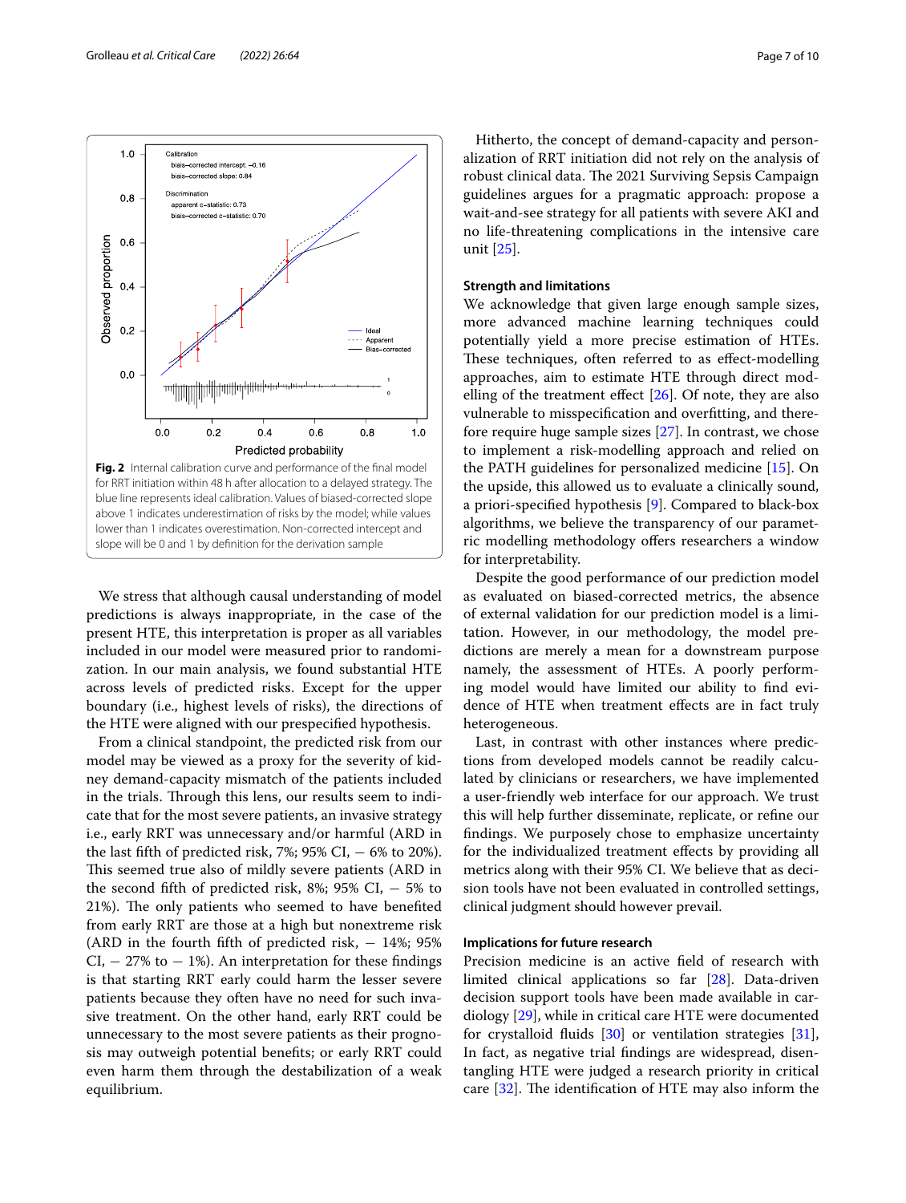**Fig. 2** Internal calibration curve and performance of the final model for RRT initiation within 48 h after allocation to a delayed strategy. The blue line represents ideal calibration. Values of biased-corrected slope above 1 indicates underestimation of risks by the model; while values lower than 1 indicates overestimation. Non-corrected intercept and slope will be 0 and 1 by definition for the derivation sample

We stress that although causal understanding of model predictions is always inappropriate, in the case of the present HTE, this interpretation is proper as all variables included in our model were measured prior to randomization. In our main analysis, we found substantial HTE across levels of predicted risks. Except for the upper boundary (i.e., highest levels of risks), the directions of the HTE were aligned with our prespecified hypothesis.

From a clinical standpoint, the predicted risk from our model may be viewed as a proxy for the severity of kidney demand-capacity mismatch of the patients included in the trials. Through this lens, our results seem to indicate that for the most severe patients, an invasive strategy i.e., early RRT was unnecessary and/or harmful (ARD in the last fifth of predicted risk, 7%; 95% CI, − 6% to 20%). This seemed true also of mildly severe patients (ARD in the second fifth of predicted risk, 8%; 95% CI, − 5% to 21%). The only patients who seemed to have benefited from early RRT are those at a high but nonextreme risk (ARD in the fourth fifth of predicted risk, − 14%; 95% CI, − 27% to − 1%). An interpretation for these findings is that starting RRT early could harm the lesser severe patients because they often have no need for such invasive treatment. On the other hand, early RRT could be unnecessary to the most severe patients as their prognosis may outweigh potential benefits; or early RRT could even harm them through the destabilization of a weak equilibrium.

Hitherto, the concept of demand-capacity and personalization of RRT initiation did not rely on the analysis of robust clinical data. The 2021 Surviving Sepsis Campaign guidelines argues for a pragmatic approach: propose a wait-and-see strategy for all patients with severe AKI and no life-threatening complications in the intensive care unit [25].

### Strength and limitations

We acknowledge that given large enough sample sizes, more advanced machine learning techniques could potentially yield a more precise estimation of HTEs. These techniques, often referred to as effect-modelling approaches, aim to estimate HTE through direct modelling of the treatment effect [26]. Of note, they are also vulnerable to misspecification and overfitting, and therefore require huge sample sizes [27]. In contrast, we chose to implement a risk-modelling approach and relied on the PATH guidelines for personalized medicine [15]. On the upside, this allowed us to evaluate a clinically sound, a priori-specified hypothesis [9]. Compared to black-box algorithms, we believe the transparency of our parametric modelling methodology offers researchers a window for interpretability.

Despite the good performance of our prediction model as evaluated on biased-corrected metrics, the absence of external validation for our prediction model is a limitation. However, in our methodology, the model predictions are merely a mean for a downstream purpose namely, the assessment of HTEs. A poorly performing model would have limited our ability to find evidence of HTE when treatment effects are in fact truly heterogeneous.

Last, in contrast with other instances where predictions from developed models cannot be readily calculated by clinicians or researchers, we have implemented a user-friendly web interface for our approach. We trust this will help further disseminate, replicate, or refine our findings. We purposely chose to emphasize uncertainty for the individualized treatment effects by providing all metrics along with their 95% CI. We believe that as decision tools have not been evaluated in controlled settings, clinical judgment should however prevail.

### Implications for future research

Precision medicine is an active field of research with limited clinical applications so far [28]. Data-driven decision support tools have been made available in cardiology [29], while in critical care HTE were documented for crystalloid fluids [30] or ventilation strategies [31], In fact, as negative trial findings are widespread, disentangling HTE were judged a research priority in critical care [32]. The identification of HTE may also inform the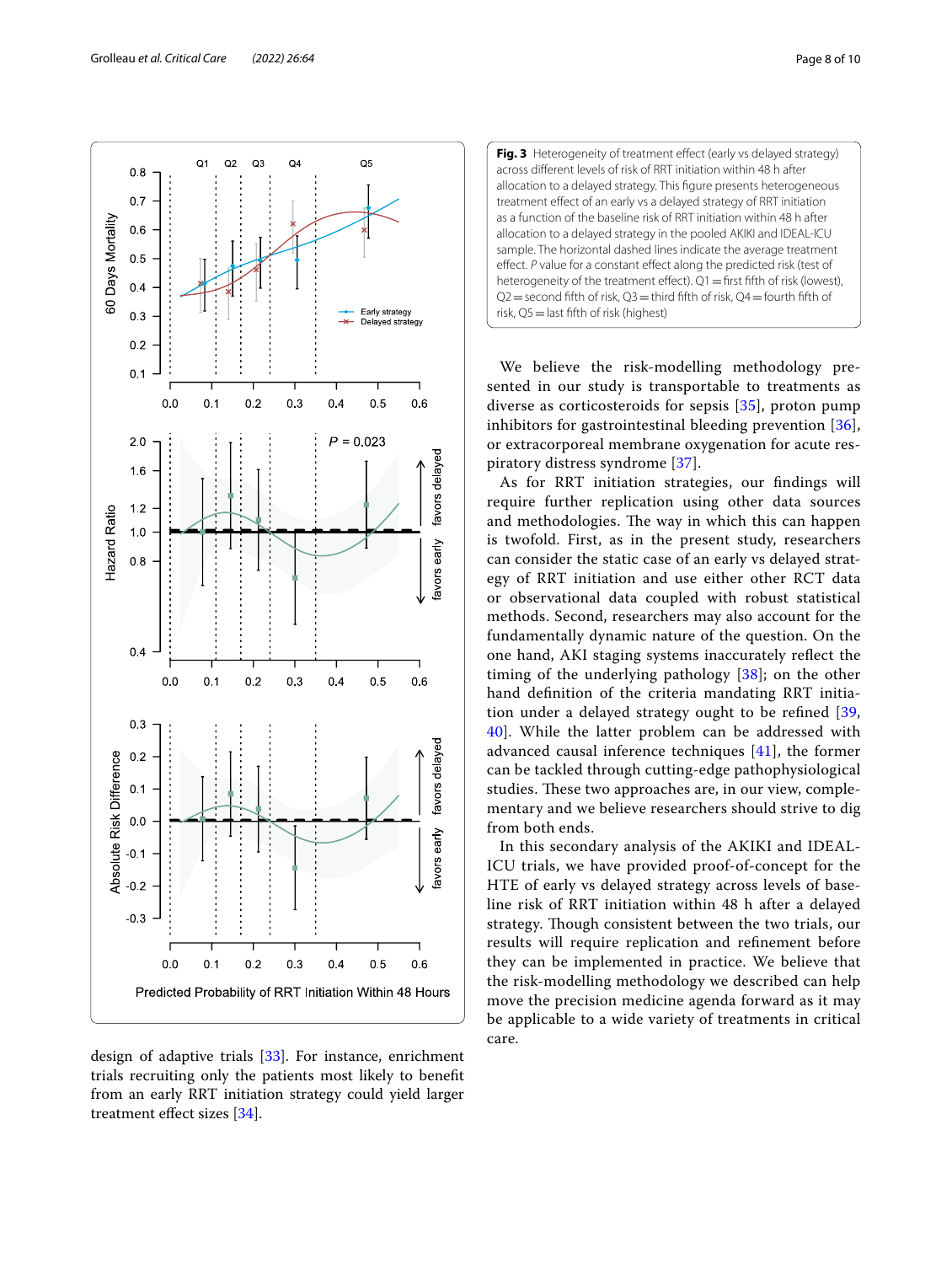**Fig. 3** Heterogeneity of treatment effect (early vs delayed strategy) across different levels of risk of RRT initiation within 48 h after allocation to a delayed strategy. This figure presents heterogeneous treatment effect of an early vs a delayed strategy of RRT initiation as a function of the baseline risk of RRT initiation within 48 h after allocation to a delayed strategy in the pooled AKIKI and IDEAL-ICU sample. The horizontal dashed lines indicate the average treatment effect. *P* value for a constant effect along the predicted risk (test of heterogeneity of the treatment effect). Q1 = first fifth of risk (lowest), Q2 = second fifth of risk, Q3 = third fifth of risk, Q4 = fourth fifth of risk, Q5 = last fifth of risk (highest)

design of adaptive trials [33]. For instance, enrichment trials recruiting only the patients most likely to benefit from an early RRT initiation strategy could yield larger treatment effect sizes [34].

We believe the risk-modelling methodology presented in our study is transportable to treatments as diverse as corticosteroids for sepsis [35], proton pump inhibitors for gastrointestinal bleeding prevention [36], or extracorporeal membrane oxygenation for acute respiratory distress syndrome [37].

As for RRT initiation strategies, our findings will require further replication using other data sources and methodologies. The way in which this can happen is twofold. First, as in the present study, researchers can consider the static case of an early vs delayed strategy of RRT initiation and use either other RCT data or observational data coupled with robust statistical methods. Second, researchers may also account for the fundamentally dynamic nature of the question. On the one hand, AKI staging systems inaccurately reflect the timing of the underlying pathology [38]; on the other hand definition of the criteria mandating RRT initiation under a delayed strategy ought to be refined [39, 40]. While the latter problem can be addressed with advanced causal inference techniques [41], the former can be tackled through cutting-edge pathophysiological studies. These two approaches are, in our view, complementary and we believe researchers should strive to dig from both ends.

In this secondary analysis of the AKIKI and IDEAL-ICU trials, we have provided proof-of-concept for the HTE of early vs delayed strategy across levels of baseline risk of RRT initiation within 48 h after a delayed strategy. Though consistent between the two trials, our results will require replication and refinement before they can be implemented in practice. We believe that the risk-modelling methodology we described can help move the precision medicine agenda forward as it may be applicable to a wide variety of treatments in critical care.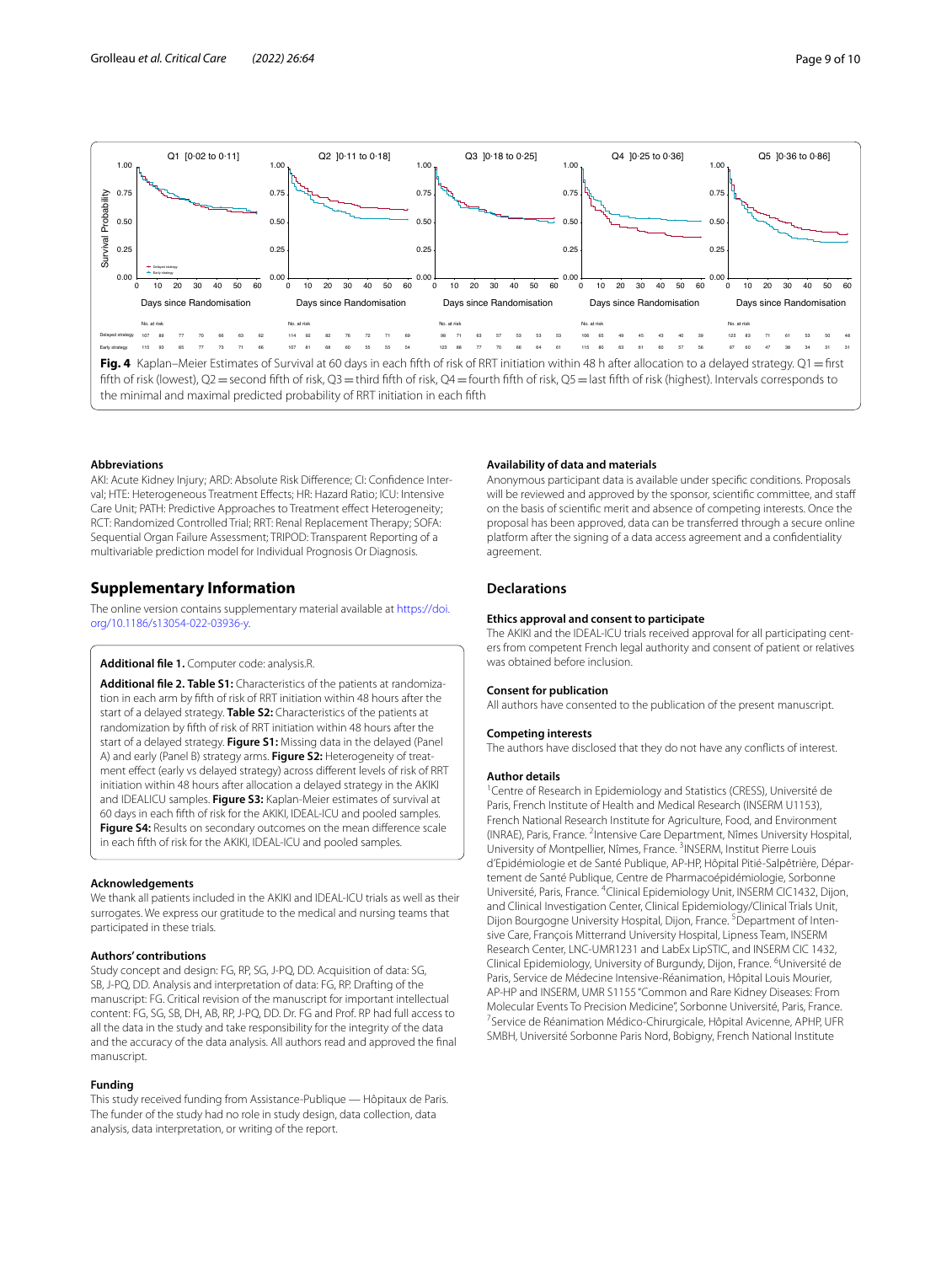**Fig. 4** Kaplan–Meier Estimates of Survival at 60 days in each fifth of risk of RRT initiation within 48 h after allocation to a delayed strategy. Q1 = first fifth of risk (lowest), Q2 = second fifth of risk, Q3 = third fifth of risk, Q4 = fourth fifth of risk, Q5 = last fifth of risk (highest). Intervals corresponds to the minimal and maximal predicted probability of RRT initiation in each fifth

### Abbreviations

AKI: Acute Kidney Injury; ARD: Absolute Risk Difference; CI: Confidence Interval; HTE: Heterogeneous Treatment Effects; HR: Hazard Ratio; ICU: Intensive Care Unit; PATH: Predictive Approaches to Treatment effect Heterogeneity; RCT: Randomized Controlled Trial; RRT: Renal Replacement Therapy; SOFA: Sequential Organ Failure Assessment; TRIPOD: Transparent Reporting of a multivariable prediction model for Individual Prognosis Or Diagnosis.

## Supplementary Information

The online version contains supplementary material available at https://doi.org/10.1186/s13054-022-03936-y.

**Additional file 1.** Computer code: analysis.R.

**Additional file 2. Table S1:** Characteristics of the patients at randomization in each arm by fifth of risk of RRT initiation within 48 hours after the start of a delayed strategy. **Table S2:** Characteristics of the patients at randomization by fifth of risk of RRT initiation within 48 hours after the start of a delayed strategy. **Figure S1:** Missing data in the delayed (Panel A) and early (Panel B) strategy arms. **Figure S2:** Heterogeneity of treatment effect (early vs delayed strategy) across different levels of risk of RRT initiation within 48 hours after allocation a delayed strategy in the AKIKI and IDEALICU samples. **Figure S3:** Kaplan-Meier estimates of survival at 60 days in each fifth of risk for the AKIKI, IDEAL-ICU and pooled samples. **Figure S4:** Results on secondary outcomes on the mean difference scale in each fifth of risk for the AKIKI, IDEAL-ICU and pooled samples.

### Acknowledgements

We thank all patients included in the AKIKI and IDEAL-ICU trials as well as their surrogates. We express our gratitude to the medical and nursing teams that participated in these trials.

### Authors' contributions

Study concept and design: FG, RP, SG, J-PQ, DD. Acquisition of data: SG, SB, J-PQ, DD. Analysis and interpretation of data: FG, RP. Drafting of the manuscript: FG. Critical revision of the manuscript for important intellectual content: FG, SG, SB, DH, AB, RP, J-PQ, DD. Dr. FG and Prof. RP had full access to all the data in the study and take responsibility for the integrity of the data and the accuracy of the data analysis. All authors read and approved the final manuscript.

### Funding

This study received funding from Assistance-Publique — Hôpitaux de Paris. The funder of the study had no role in study design, data collection, data analysis, data interpretation, or writing of the report.

### Availability of data and materials

Anonymous participant data is available under specific conditions. Proposals will be reviewed and approved by the sponsor, scientific committee, and staff on the basis of scientific merit and absence of competing interests. Once the proposal has been approved, data can be transferred through a secure online platform after the signing of a data access agreement and a confidentiality agreement.

## Declarations

### Ethics approval and consent to participate

The AKIKI and the IDEAL-ICU trials received approval for all participating centers from competent French legal authority and consent of patient or relatives was obtained before inclusion.

### Consent for publication

All authors have consented to the publication of the present manuscript.

### Competing interests

The authors have disclosed that they do not have any conflicts of interest.

### Author details

[1]Centre of Research in Epidemiology and Statistics (CRESS), Université de Paris, French Institute of Health and Medical Research (INSERM U1153), French National Research Institute for Agriculture, Food, and Environment (INRAE), Paris, France. [2]Intensive Care Department, Nîmes University Hospital, University of Montpellier, Nîmes, France. [3]INSERM, Institut Pierre Louis d'Epidémiologie et de Santé Publique, AP-HP, Hôpital Pitié-Salpêtrière, Département de Santé Publique, Centre de Pharmacoépidémiologie, Sorbonne Université, Paris, France. [4]Clinical Epidemiology Unit, INSERM CIC1432, Dijon, and Clinical Investigation Center, Clinical Epidemiology/Clinical Trials Unit, Dijon Bourgogne University Hospital, Dijon, France. [5]Department of Intensive Care, François Mitterrand University Hospital, Lipness Team, INSERM Research Center, LNC-UMR1231 and LabEx LipSTIC, and INSERM CIC 1432, Clinical Epidemiology, University of Burgundy, Dijon, France. [6]Université de Paris, Service de Médecine Intensive-Réanimation, Hôpital Louis Mourier, AP-HP and INSERM, UMR S1155 "Common and Rare Kidney Diseases: From Molecular Events To Precision Medicine", Sorbonne Université, Paris, France. [7]Service de Réanimation Médico-Chirurgicale, Hôpital Avicenne, APHP, UFR SMBH, Université Sorbonne Paris Nord, Bobigny, French National Institute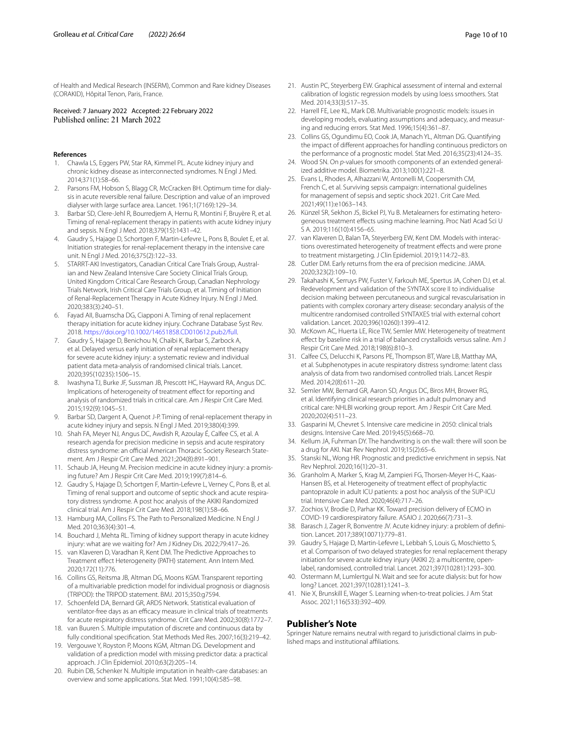of Health and Medical Research (INSERM), Common and Rare kidney Diseases (CORAKID), Hôpital Tenon, Paris, France.

Received: 7 January 2022 Accepted: 22 February 2022
Published online: 21 March 2022

## References

1. Chawla LS, Eggers PW, Star RA, Kimmel PL. Acute kidney injury and chronic kidney disease as interconnected syndromes. N Engl J Med. 2014;371(1):58–66.
2. Parsons FM, Hobson S, Blagg CR, McCracken BH. Optimum time for dialysis in acute reversible renal failure. Description and value of an improved dialyser with large surface area. Lancet. 1961;1(7169):129–34.
3. Barbar SD, Clere-Jehl R, Bourredjem A, Hernu R, Montini F, Bruyère R, et al. Timing of renal-replacement therapy in patients with acute kidney injury and sepsis. N Engl J Med. 2018;379(15):1431–42.
4. Gaudry S, Hajage D, Schortgen F, Martin-Lefevre L, Pons B, Boulet E, et al. Initiation strategies for renal-replacement therapy in the intensive care unit. N Engl J Med. 2016;375(2):122–33.
5. STARRT-AKI Investigators, Canadian Critical Care Trials Group, Australian and New Zealand Intensive Care Society Clinical Trials Group, United Kingdom Critical Care Research Group, Canadian Nephrology Trials Network, Irish Critical Care Trials Group, et al. Timing of Initiation of Renal-Replacement Therapy in Acute Kidney Injury. N Engl J Med. 2020;383(3):240–51.
6. Fayad AII, Buamscha DG, Ciapponi A. Timing of renal replacement therapy initiation for acute kidney injury. Cochrane Database Syst Rev. 2018. https://doi.org/10.1002/14651858.CD010612.pub2/full.
7. Gaudry S, Hajage D, Benichou N, Chaïbi K, Barbar S, Zarbock A, et al. Delayed versus early initiation of renal replacement therapy for severe acute kidney injury: a systematic review and individual patient data meta-analysis of randomised clinical trials. Lancet. 2020;395(10235):1506–15.
8. Iwashyna TJ, Burke JF, Sussman JB, Prescott HC, Hayward RA, Angus DC. Implications of heterogeneity of treatment effect for reporting and analysis of randomized trials in critical care. Am J Respir Crit Care Med. 2015;192(9):1045–51.
9. Barbar SD, Dargent A, Quenot J-P. Timing of renal-replacement therapy in acute kidney injury and sepsis. N Engl J Med. 2019;380(4):399.
10. Shah FA, Meyer NJ, Angus DC, Awdish R, Azoulay É, Calfee CS, et al. A research agenda for precision medicine in sepsis and acute respiratory distress syndrome: an official American Thoracic Society Research Statement. Am J Respir Crit Care Med. 2021;204(8):891–901.
11. Schaub JA, Heung M. Precision medicine in acute kidney injury: a promising future? Am J Respir Crit Care Med. 2019;199(7):814–6.
12. Gaudry S, Hajage D, Schortgen F, Martin-Lefevre L, Verney C, Pons B, et al. Timing of renal support and outcome of septic shock and acute respiratory distress syndrome. A post hoc analysis of the AKIKI Randomized clinical trial. Am J Respir Crit Care Med. 2018;198(1):58–66.
13. Hamburg MA, Collins FS. The Path to Personalized Medicine. N Engl J Med. 2010;363(4):301–4.
14. Bouchard J, Mehta RL. Timing of kidney support therapy in acute kidney injury: what are we waiting for? Am J Kidney Dis. 2022;79:417–26.
15. van Klaveren D, Varadhan R, Kent DM. The Predictive Approaches to Treatment effect Heterogeneity (PATH) statement. Ann Intern Med. 2020;172(11):776.
16. Collins GS, Reitsma JB, Altman DG, Moons KGM. Transparent reporting of a multivariable prediction model for individual prognosis or diagnosis (TRIPOD): the TRIPOD statement. BMJ. 2015;350:g7594.
17. Schoenfeld DA, Bernard GR, ARDS Network. Statistical evaluation of ventilator-free days as an efficacy measure in clinical trials of treatments for acute respiratory distress syndrome. Crit Care Med. 2002;30(8):1772–7.
18. van Buuren S. Multiple imputation of discrete and continuous data by fully conditional specification. Stat Methods Med Res. 2007;16(3):219–42.
19. Vergouwe Y, Royston P, Moons KGM, Altman DG. Development and validation of a prediction model with missing predictor data: a practical approach. J Clin Epidemiol. 2010;63(2):205–14.
20. Rubin DB, Schenker N. Multiple imputation in health-care databases: an overview and some applications. Stat Med. 1991;10(4):585–98.
21. Austin PC, Steyerberg EW. Graphical assessment of internal and external calibration of logistic regression models by using loess smoothers. Stat Med. 2014;33(3):517–35.
22. Harrell FE, Lee KL, Mark DB. Multivariable prognostic models: issues in developing models, evaluating assumptions and adequacy, and measuring and reducing errors. Stat Med. 1996;15(4):361–87.
23. Collins GS, Ogundimu EO, Cook JA, Manach YL, Altman DG. Quantifying the impact of different approaches for handling continuous predictors on the performance of a prognostic model. Stat Med. 2016;35(23):4124–35.
24. Wood SN. On *p*-values for smooth components of an extended generalized additive model. Biometrika. 2013;100(1):221–8.
25. Evans L, Rhodes A, Alhazzani W, Antonelli M, Coopersmith CM, French C, et al. Surviving sepsis campaign: international guidelines for management of sepsis and septic shock 2021. Crit Care Med. 2021;49(11):e1063–143.
26. Künzel SR, Sekhon JS, Bickel PJ, Yu B. Metalearners for estimating heterogeneous treatment effects using machine learning. Proc Natl Acad Sci U S A. 2019;116(10):4156–65.
27. van Klaveren D, Balan TA, Steyerberg EW, Kent DM. Models with interactions overestimated heterogeneity of treatment effects and were prone to treatment mistargeting. J Clin Epidemiol. 2019;114:72–83.
28. Cutler DM. Early returns from the era of precision medicine. JAMA. 2020;323(2):109–10.
29. Takahashi K, Serruys PW, Fuster V, Farkouh ME, Spertus JA, Cohen DJ, et al. Redevelopment and validation of the SYNTAX score II to individualise decision making between percutaneous and surgical revascularisation in patients with complex coronary artery disease: secondary analysis of the multicentre randomised controlled SYNTAXES trial with external cohort validation. Lancet. 2020;396(10260):1399–412.
30. McKown AC, Huerta LE, Rice TW, Semler MW. Heterogeneity of treatment effect by baseline risk in a trial of balanced crystalloids versus saline. Am J Respir Crit Care Med. 2018;198(6):810–3.
31. Calfee CS, Delucchi K, Parsons PE, Thompson BT, Ware LB, Matthay MA, et al. Subphenotypes in acute respiratory distress syndrome: latent class analysis of data from two randomised controlled trials. Lancet Respir Med. 2014;2(8):611–20.
32. Semler MW, Bernard GR, Aaron SD, Angus DC, Biros MH, Brower RG, et al. Identifying clinical research priorities in adult pulmonary and critical care: NHLBI working group report. Am J Respir Crit Care Med. 2020;202(4):511–23.
33. Gasparini M, Chevret S. Intensive care medicine in 2050: clinical trials designs. Intensive Care Med. 2019;45(5):668–70.
34. Kellum JA, Fuhrman DY. The handwriting is on the wall: there will soon be a drug for AKI. Nat Rev Nephrol. 2019;15(2):65–6.
35. Stanski NL, Wong HR. Prognostic and predictive enrichment in sepsis. Nat Rev Nephrol. 2020;16(1):20–31.
36. Granholm A, Marker S, Krag M, Zampieri FG, Thorsen-Meyer H-C, Kaas-Hansen BS, et al. Heterogeneity of treatment effect of prophylactic pantoprazole in adult ICU patients: a post hoc analysis of the SUP-ICU trial. Intensive Care Med. 2020;46(4):717–26.
37. Zochios V, Brodie D, Parhar KK. Toward precision delivery of ECMO in COVID-19 cardiorespiratory failure. ASAIO J. 2020;66(7):731–3.
38. Barasch J, Zager R, Bonventre JV. Acute kidney injury: a problem of definition. Lancet. 2017;389(10071):779–81.
39. Gaudry S, Hajage D, Martin-Lefevre L, Lebbah S, Louis G, Moschietto S, et al. Comparison of two delayed strategies for renal replacement therapy initiation for severe acute kidney injury (AKIKI 2): a multicentre, open-label, randomised, controlled trial. Lancet. 2021;397(10281):1293–300.
40. Ostermann M, Lumlertgul N. Wait and see for acute dialysis: but for how long? Lancet. 2021;397(10281):1241–3.
41. Nie X, Brunskill E, Wager S. Learning when-to-treat policies. J Am Stat Assoc. 2021;116(533):392–409.

## Publisher's Note

Springer Nature remains neutral with regard to jurisdictional claims in published maps and institutional affiliations.